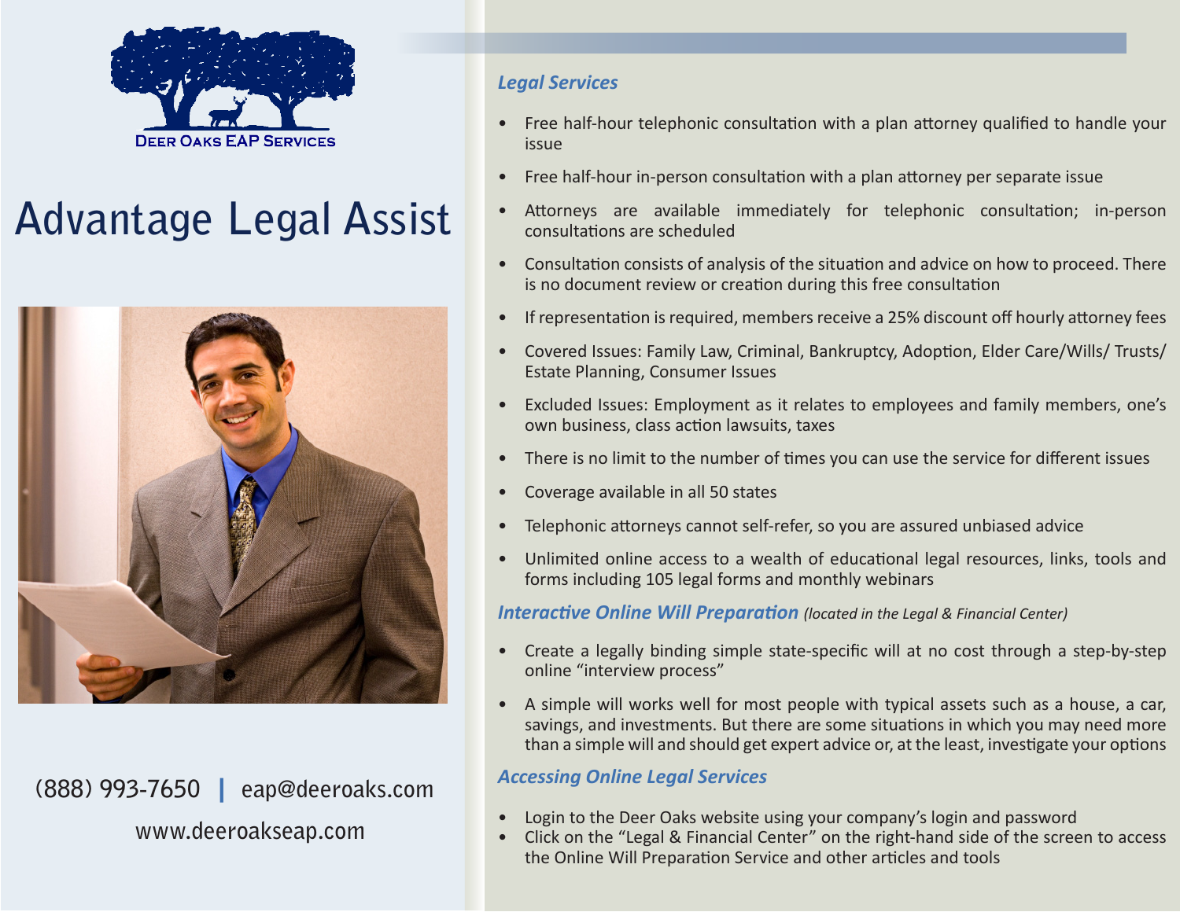DEER OAKS EAP SERVICES

# Advantage Legal Assist

(888) 993-7650 | eap@deeroaks.com

www.deeroakseap.com

## *Legal Services*

- Free half-hour telephonic consultation with a plan attorney qualified to handle your issue
- Free half-hour in-person consultation with a plan attorney per separate issue
- Attorneys are available immediately for telephonic consultation; in-person consultations are scheduled
- Consultation consists of analysis of the situation and advice on how to proceed. There is no document review or creation during this free consultation
- If representation is required, members receive a 25% discount off hourly attorney fees
- Covered Issues: Family Law, Criminal, Bankruptcy, Adoption, Elder Care/Wills/ Trusts/ Estate Planning, Consumer Issues
- Excluded Issues: Employment as it relates to employees and family members, one's own business, class action lawsuits, taxes
- There is no limit to the number of times you can use the service for different issues
- Coverage available in all 50 states
- Telephonic attorneys cannot self-refer, so you are assured unbiased advice
- Unlimited online access to a wealth of educational legal resources, links, tools and forms including 105 legal forms and monthly webinars

## *Interactive Online Will Preparation* *(located in the Legal & Financial Center)*

- Create a legally binding simple state-specific will at no cost through a step-by-step online "interview process"
- A simple will works well for most people with typical assets such as a house, a car, savings, and investments. But there are some situations in which you may need more than a simple will and should get expert advice or, at the least, investigate your options

## *Accessing Online Legal Services*

- Login to the Deer Oaks website using your company's login and password
- Click on the "Legal & Financial Center" on the right-hand side of the screen to access the Online Will Preparation Service and other articles and tools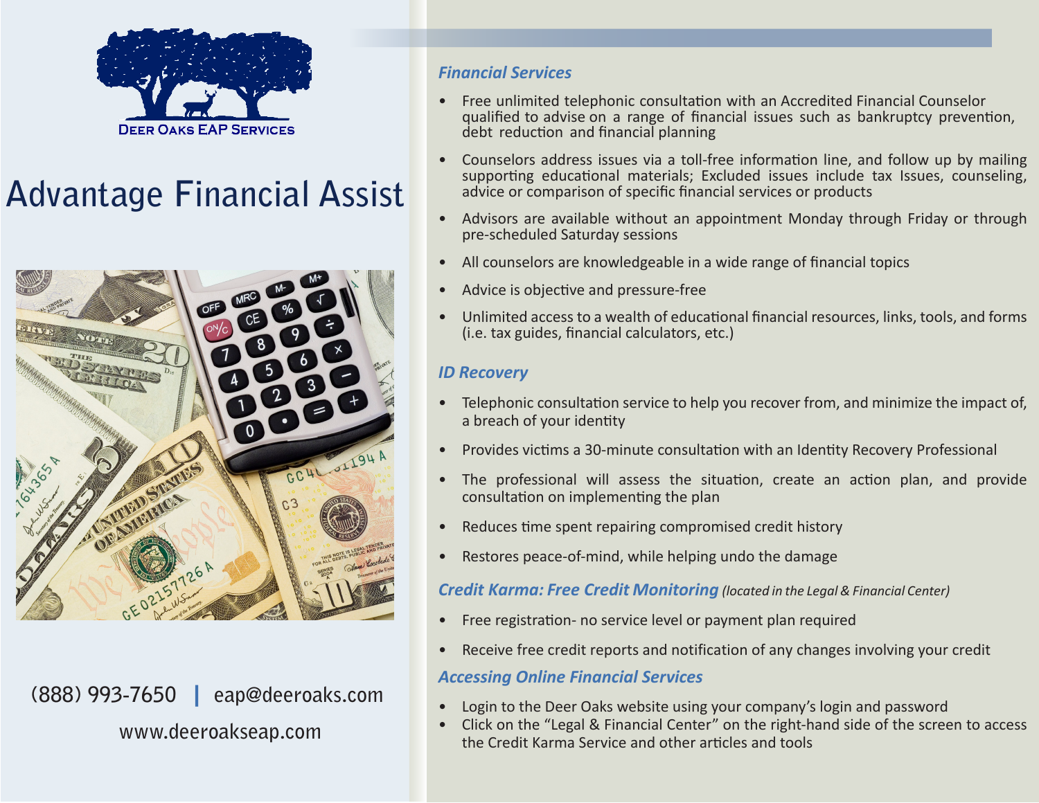DEER OAKS EAP SERVICES

# Advantage Financial Assist

(888) 993-7650 | eap@deeroaks.com

www.deeroakseap.com

### *Financial Services*

- Free unlimited telephonic consultation with an Accredited Financial Counselor qualified to advise on a range of financial issues such as bankruptcy prevention, debt reduction and financial planning
- Counselors address issues via a toll-free information line, and follow up by mailing supporting educational materials; Excluded issues include tax Issues, counseling, advice or comparison of specific financial services or products
- Advisors are available without an appointment Monday through Friday or through pre-scheduled Saturday sessions
- All counselors are knowledgeable in a wide range of financial topics
- Advice is objective and pressure-free
- Unlimited access to a wealth of educational financial resources, links, tools, and forms (i.e. tax guides, financial calculators, etc.)

### *ID Recovery*

- Telephonic consultation service to help you recover from, and minimize the impact of, a breach of your identity
- Provides victims a 30-minute consultation with an Identity Recovery Professional
- The professional will assess the situation, create an action plan, and provide consultation on implementing the plan
- Reduces time spent repairing compromised credit history
- Restores peace-of-mind, while helping undo the damage

### *Credit Karma: Free Credit Monitoring* *(located in the Legal & Financial Center)*

- Free registration- no service level or payment plan required
- Receive free credit reports and notification of any changes involving your credit

### *Accessing Online Financial Services*

- Login to the Deer Oaks website using your company's login and password
- Click on the "Legal & Financial Center" on the right-hand side of the screen to access the Credit Karma Service and other articles and tools